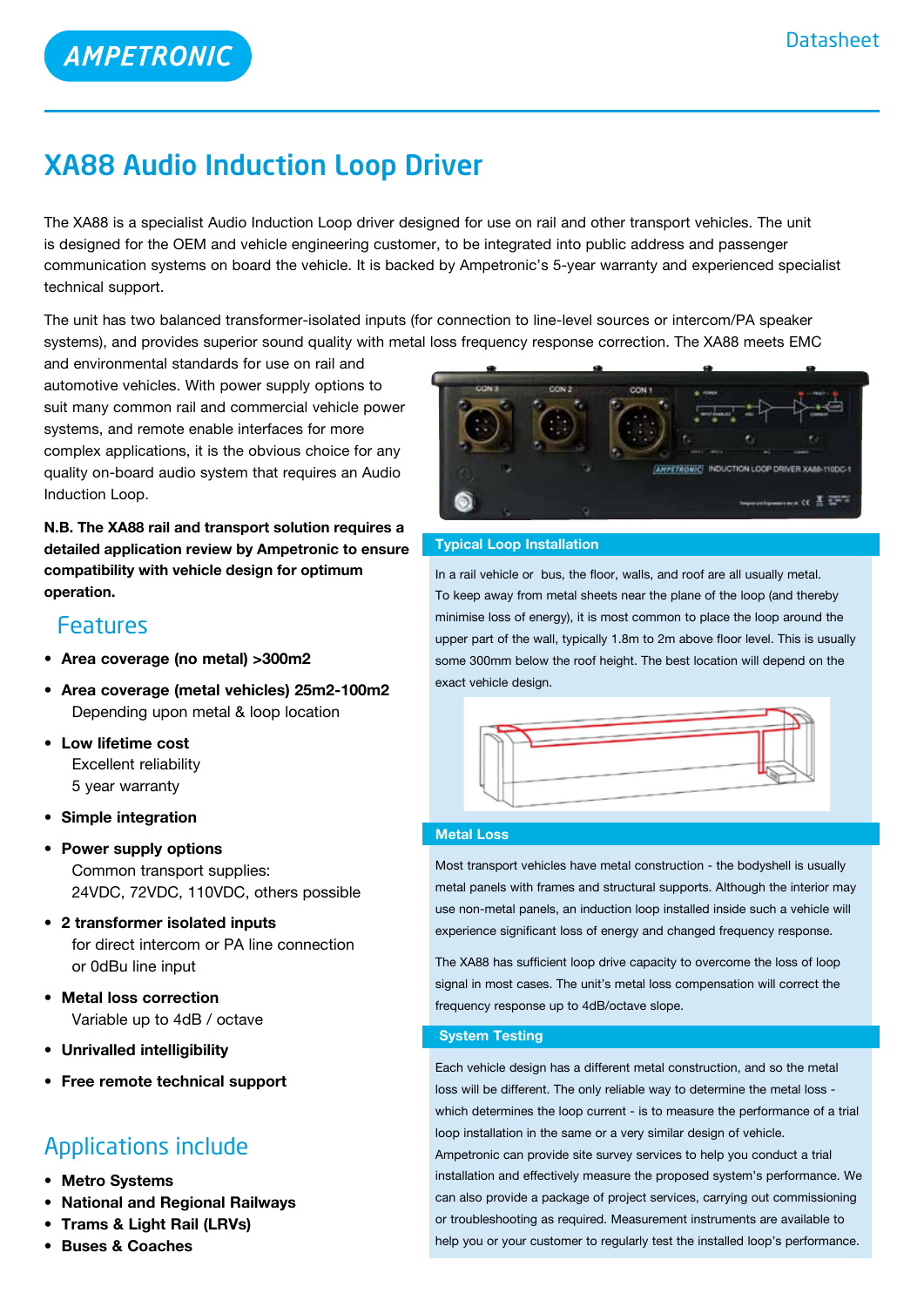AMPETRONIC

Datasheet

# XA88 Audio Induction Loop Driver

The XA88 is a specialist Audio Induction Loop driver designed for use on rail and other transport vehicles. The unit is designed for the OEM and vehicle engineering customer, to be integrated into public address and passenger communication systems on board the vehicle. It is backed by Ampetronic's 5-year warranty and experienced specialist technical support.

The unit has two balanced transformer-isolated inputs (for connection to line-level sources or intercom/PA speaker systems), and provides superior sound quality with metal loss frequency response correction. The XA88 meets EMC and environmental standards for use on rail and automotive vehicles. With power supply options to suit many common rail and commercial vehicle power systems, and remote enable interfaces for more complex applications, it is the obvious choice for any quality on-board audio system that requires an Audio Induction Loop.

**N.B. The XA88 rail and transport solution requires a detailed application review by Ampetronic to ensure compatibility with vehicle design for optimum operation.**

## Features

- **Area coverage (no metal) >300m2**
- **Area coverage (metal vehicles) 25m2-100m2**
  Depending upon metal & loop location
- **Low lifetime cost**
  Excellent reliability
  5 year warranty
- **Simple integration**
- **Power supply options**
  Common transport supplies:
  24VDC, 72VDC, 110VDC, others possible
- **2 transformer isolated inputs**
  for direct intercom or PA line connection
  or 0dBu line input
- **Metal loss correction**
  Variable up to 4dB / octave
- **Unrivalled intelligibility**
- **Free remote technical support**

## Applications include

- **Metro Systems**
- **National and Regional Railways**
- **Trams & Light Rail (LRVs)**
- **Buses & Coaches**

### Typical Loop Installation

In a rail vehicle or bus, the floor, walls, and roof are all usually metal. To keep away from metal sheets near the plane of the loop (and thereby minimise loss of energy), it is most common to place the loop around the upper part of the wall, typically 1.8m to 2m above floor level. This is usually some 300mm below the roof height. The best location will depend on the exact vehicle design.

### Metal Loss

Most transport vehicles have metal construction - the bodyshell is usually metal panels with frames and structural supports. Although the interior may use non-metal panels, an induction loop installed inside such a vehicle will experience significant loss of energy and changed frequency response.

The XA88 has sufficient loop drive capacity to overcome the loss of loop signal in most cases. The unit's metal loss compensation will correct the frequency response up to 4dB/octave slope.

### System Testing

Each vehicle design has a different metal construction, and so the metal loss will be different. The only reliable way to determine the metal loss - which determines the loop current - is to measure the performance of a trial loop installation in the same or a very similar design of vehicle. Ampetronic can provide site survey services to help you conduct a trial installation and effectively measure the proposed system's performance. We can also provide a package of project services, carrying out commissioning or troubleshooting as required. Measurement instruments are available to help you or your customer to regularly test the installed loop's performance.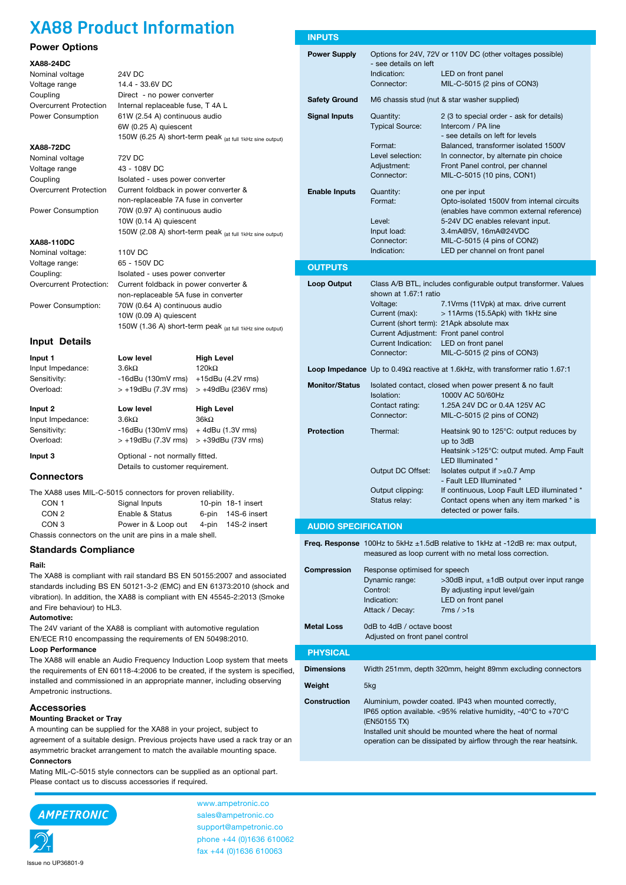# XA88 Product Information

## Power Options

### XA88-24DC

| | |
|---|---|
| Nominal voltage | 24V DC |
| Voltage range | 14.4 - 33.6V DC |
| Coupling | Direct - no power converter |
| Overcurrent Protection | Internal replaceable fuse, T 4A L |
| Power Consumption | 61W (2.54 A) continuous audio |
| | 6W (0.25 A) quiescent |
| | 150W (6.25 A) short-term peak (at full 1kHz sine output) |

### XA88-72DC

| | |
|---|---|
| Nominal voltage | 72V DC |
| Voltage range | 43 - 108V DC |
| Coupling | Isolated - uses power converter |
| Overcurrent Protection | Current foldback in power converter & non-replaceable 7A fuse in converter |
| Power Consumption | 70W (0.97 A) continuous audio |
| | 10W (0.14 A) quiescent |
| | 150W (2.08 A) short-term peak (at full 1kHz sine output) |

### XA88-110DC

| | |
|---|---|
| Nominal voltage: | 110V DC |
| Voltage range: | 65 - 150V DC |
| Coupling: | Isolated - uses power converter |
| Overcurrent Protection: | Current foldback in power converter & non-replaceable 5A fuse in converter |
| Power Consumption: | 70W (0.64 A) continuous audio |
| | 10W (0.09 A) quiescent |
| | 150W (1.36 A) short-term peak (at full 1kHz sine output) |

## Input Details

| **Input 1** | **Low level** | **High Level** |
|---|---|---|
| Input Impedance: | 3.6kΩ | 120kΩ |
| Sensitivity: | -16dBu (130mV rms) | +15dBu (4.2V rms) |
| Overload: | > +19dBu (7.3V rms) | > +49dBu (236V rms) |

| **Input 2** | **Low level** | **High Level** |
|---|---|---|
| Input Impedance: | 3.6kΩ | 36kΩ |
| Sensitivity: | -16dBu (130mV rms) | + 4dBu (1.3V rms) |
| Overload: | > +19dBu (7.3V rms) | > +39dBu (73V rms) |

**Input 3** Optional - not normally fitted. Details to customer requirement.

## Connectors

The XA88 uses MIL-C-5015 connectors for proven reliability.

| | | | |
|---|---|---|---|
| CON 1 | Signal Inputs | 10-pin | 18-1 insert |
| CON 2 | Enable & Status | 6-pin | 14S-6 insert |
| CON 3 | Power in & Loop out | 4-pin | 14S-2 insert |

Chassis connectors on the unit are pins in a male shell.

## Standards Compliance

**Rail:**

The XA88 is compliant with rail standard BS EN 50155:2007 and associated standards including BS EN 50121-3-2 (EMC) and EN 61373:2010 (shock and vibration). In addition, the XA88 is compliant with EN 45545-2:2013 (Smoke and Fire behaviour) to HL3.

**Automotive:**

The 24V variant of the XA88 is compliant with automotive regulation EN/ECE R10 encompassing the requirements of EN 50498:2010.

**Loop Performance**

The XA88 will enable an Audio Frequency Induction Loop system that meets the requirements of EN 60118-4:2006 to be created, if the system is specified, installed and commissioned in an appropriate manner, including observing Ampetronic instructions.

## Accessories

**Mounting Bracket or Tray**

A mounting can be supplied for the XA88 in your project, subject to agreement of a suitable design. Previous projects have used a rack tray or an asymmetric bracket arrangement to match the available mounting space.

**Connectors**

Mating MIL-C-5015 style connectors can be supplied as an optional part. Please contact us to discuss accessories if required.

## INPUTS

| | | |
|---|---|---|
| **Power Supply** | Options for 24V, 72V or 110V DC (other voltages possible) - see details on left | |
| | Indication: | LED on front panel |
| | Connector: | MIL-C-5015 (2 pins of CON3) |
| **Safety Ground** | M6 chassis stud (nut & star washer supplied) | |
| **Signal Inputs** | Quantity: | 2 (3 to special order - ask for details) |
| | Typical Source: | Intercom / PA line - see details on left for levels |
| | Format: | Balanced, transformer isolated 1500V |
| | Level selection: | In connector, by alternate pin choice |
| | Adjustment: | Front Panel control, per channel |
| | Connector: | MIL-C-5015 (10 pins, CON1) |
| **Enable Inputs** | Quantity: | one per input |
| | Format: | Opto-isolated 1500V from internal circuits (enables have common external reference) |
| | Level: | 5-24V DC enables relevant input. |
| | Input load: | 3.4mA@5V, 16mA@24VDC |
| | Connector: | MIL-C-5015 (4 pins of CON2) |
| | Indication: | LED per channel on front panel |

## OUTPUTS

| | | |
|---|---|---|
| **Loop Output** | Class A/B BTL, includes configurable output transformer. Values shown at 1.67:1 ratio | |
| | Voltage: | 7.1Vrms (11Vpk) at max. drive current |
| | Current (max): | > 11Arms (15.5Apk) with 1kHz sine |
| | Current (short term): | 21Apk absolute max |
| | Current Adjustment: | Front panel control |
| | Current Indication: | LED on front panel |
| | Connector: | MIL-C-5015 (2 pins of CON3) |
| **Loop Impedance** | Up to 0.49Ω reactive at 1.6kHz, with transformer ratio 1.67:1 | |
| **Monitor/Status** | Isolated contact, closed when power present & no fault | |
| | Isolation: | 1000V AC 50/60Hz |
| | Contact rating: | 1.25A 24V DC or 0.4A 125V AC |
| | Connector: | MIL-C-5015 (2 pins of CON2) |
| **Protection** | Thermal: | Heatsink 90 to 125°C: output reduces by up to 3dB |
| | | Heatsink >125°C: output muted. Amp Fault LED Illuminated * |
| | Output DC Offset: | Isolates output if >±0.7 Amp - Fault LED Illuminated * |
| | Output clipping: | If continuous, Loop Fault LED illuminated * |
| | Status relay: | Contact opens when any item marked * is detected or power fails. |

## AUDIO SPECIFICATION

| | | |
|---|---|---|
| **Freq. Response** | 100Hz to 5kHz ±1.5dB relative to 1kHz at -12dB re: max output, measured as loop current with no metal loss correction. | |
| **Compression** | Response optimised for speech | |
| | Dynamic range: | >30dB input, ±1dB output over input range |
| | Control: | By adjusting input level/gain |
| | Indication: | LED on front panel |
| | Attack / Decay: | 7ms / >1s |
| **Metal Loss** | 0dB to 4dB / octave boost Adjusted on front panel control | |

## PHYSICAL

| | |
|---|---|
| **Dimensions** | Width 251mm, depth 320mm, height 89mm excluding connectors |
| **Weight** | 5kg |
| **Construction** | Aluminium, powder coated. IP43 when mounted correctly, IP65 option available. <95% relative humidity, -40°C to +70°C (EN50155 TX) Installed unit should be mounted where the heat of normal operation can be dissipated by airflow through the rear heatsink. |

AMPETRONIC

www.ampetronic.co
sales@ampetronic.co
support@ampetronic.co
phone +44 (0)1636 610062
fax +44 (0)1636 610063

Issue no UP36801-9